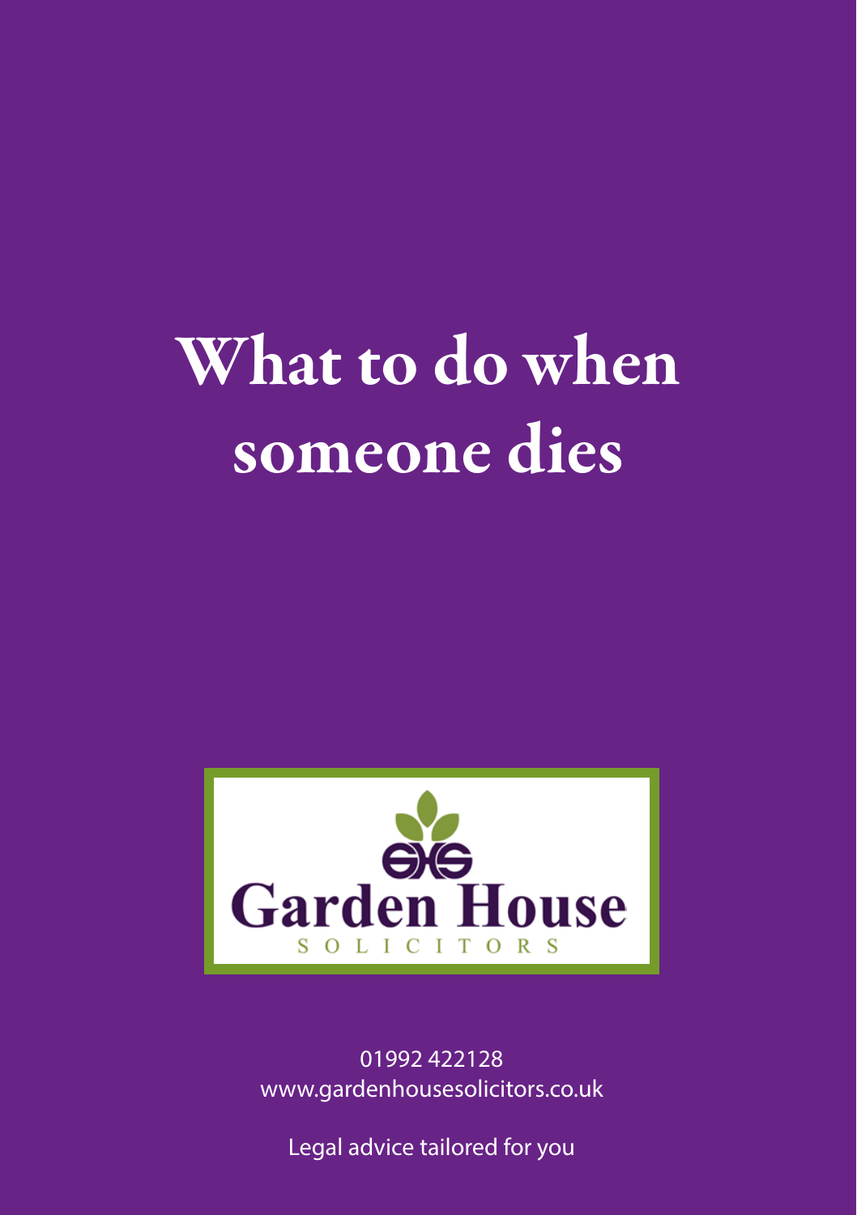# What to do when someone dies

Garden House

SOLICITORS

01992 422128
www.gardenhousesolicitors.co.uk

Legal advice tailored for you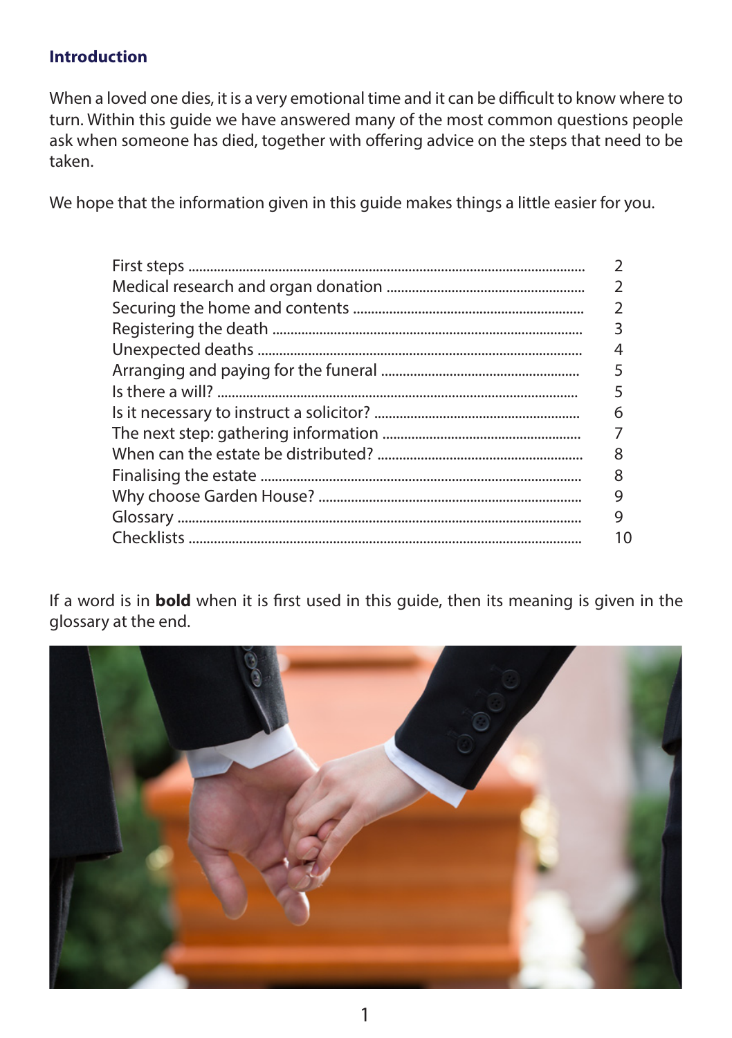## Introduction

When a loved one dies, it is a very emotional time and it can be difficult to know where to turn. Within this guide we have answered many of the most common questions people ask when someone has died, together with offering advice on the steps that need to be taken.

We hope that the information given in this guide makes things a little easier for you.

| | |
|---|---|
| First steps | 2 |
| Medical research and organ donation | 2 |
| Securing the home and contents | 2 |
| Registering the death | 3 |
| Unexpected deaths | 4 |
| Arranging and paying for the funeral | 5 |
| Is there a will? | 5 |
| Is it necessary to instruct a solicitor? | 6 |
| The next step: gathering information | 7 |
| When can the estate be distributed? | 8 |
| Finalising the estate | 8 |
| Why choose Garden House? | 9 |
| Glossary | 9 |
| Checklists | 10 |

If a word is in **bold** when it is first used in this guide, then its meaning is given in the glossary at the end.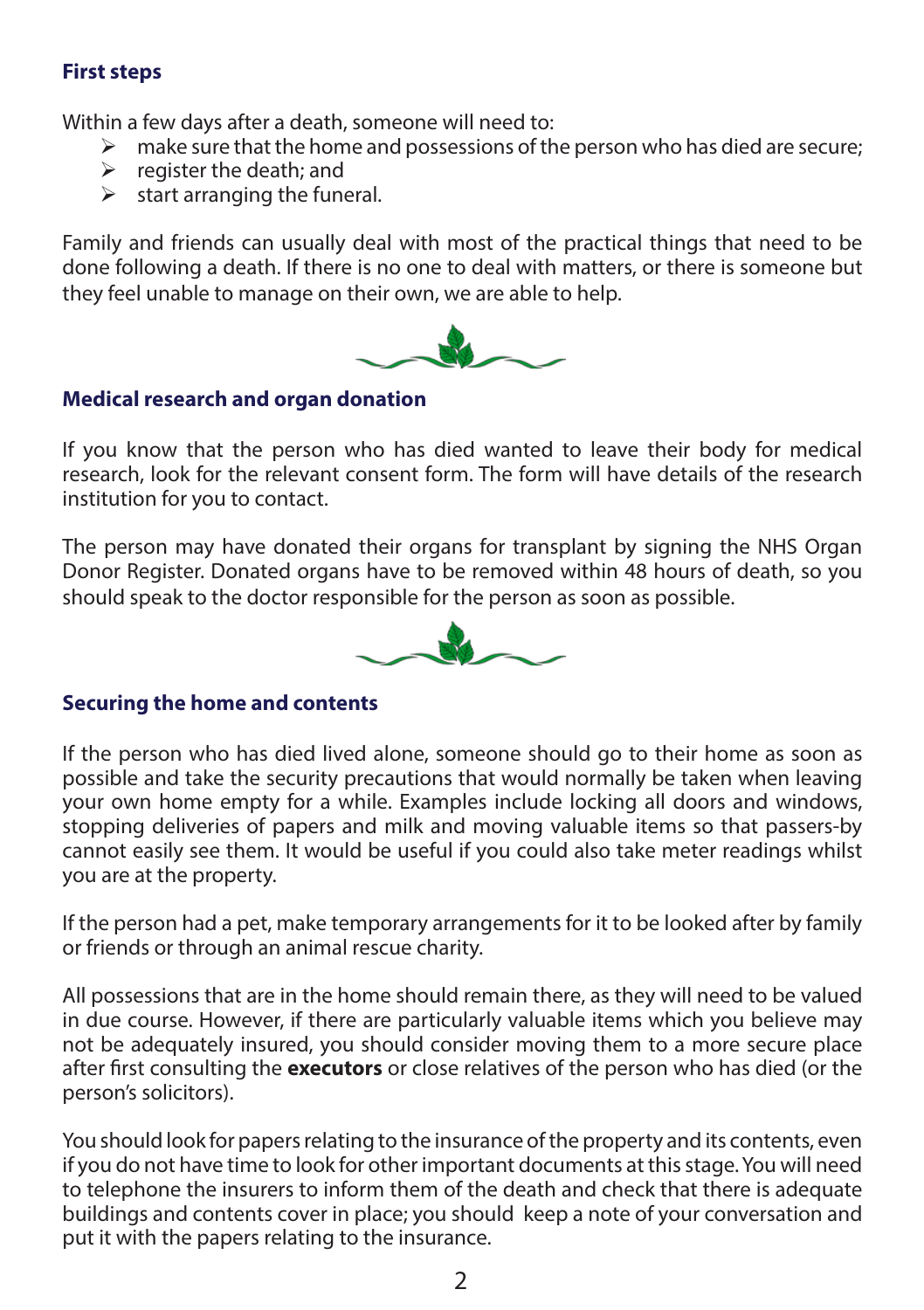## First steps

Within a few days after a death, someone will need to:

- make sure that the home and possessions of the person who has died are secure;
- register the death; and
- start arranging the funeral.

Family and friends can usually deal with most of the practical things that need to be done following a death. If there is no one to deal with matters, or there is someone but they feel unable to manage on their own, we are able to help.

## Medical research and organ donation

If you know that the person who has died wanted to leave their body for medical research, look for the relevant consent form. The form will have details of the research institution for you to contact.

The person may have donated their organs for transplant by signing the NHS Organ Donor Register. Donated organs have to be removed within 48 hours of death, so you should speak to the doctor responsible for the person as soon as possible.

## Securing the home and contents

If the person who has died lived alone, someone should go to their home as soon as possible and take the security precautions that would normally be taken when leaving your own home empty for a while. Examples include locking all doors and windows, stopping deliveries of papers and milk and moving valuable items so that passers-by cannot easily see them. It would be useful if you could also take meter readings whilst you are at the property.

If the person had a pet, make temporary arrangements for it to be looked after by family or friends or through an animal rescue charity.

All possessions that are in the home should remain there, as they will need to be valued in due course. However, if there are particularly valuable items which you believe may not be adequately insured, you should consider moving them to a more secure place after first consulting the **executors** or close relatives of the person who has died (or the person's solicitors).

You should look for papers relating to the insurance of the property and its contents, even if you do not have time to look for other important documents at this stage. You will need to telephone the insurers to inform them of the death and check that there is adequate buildings and contents cover in place; you should keep a note of your conversation and put it with the papers relating to the insurance.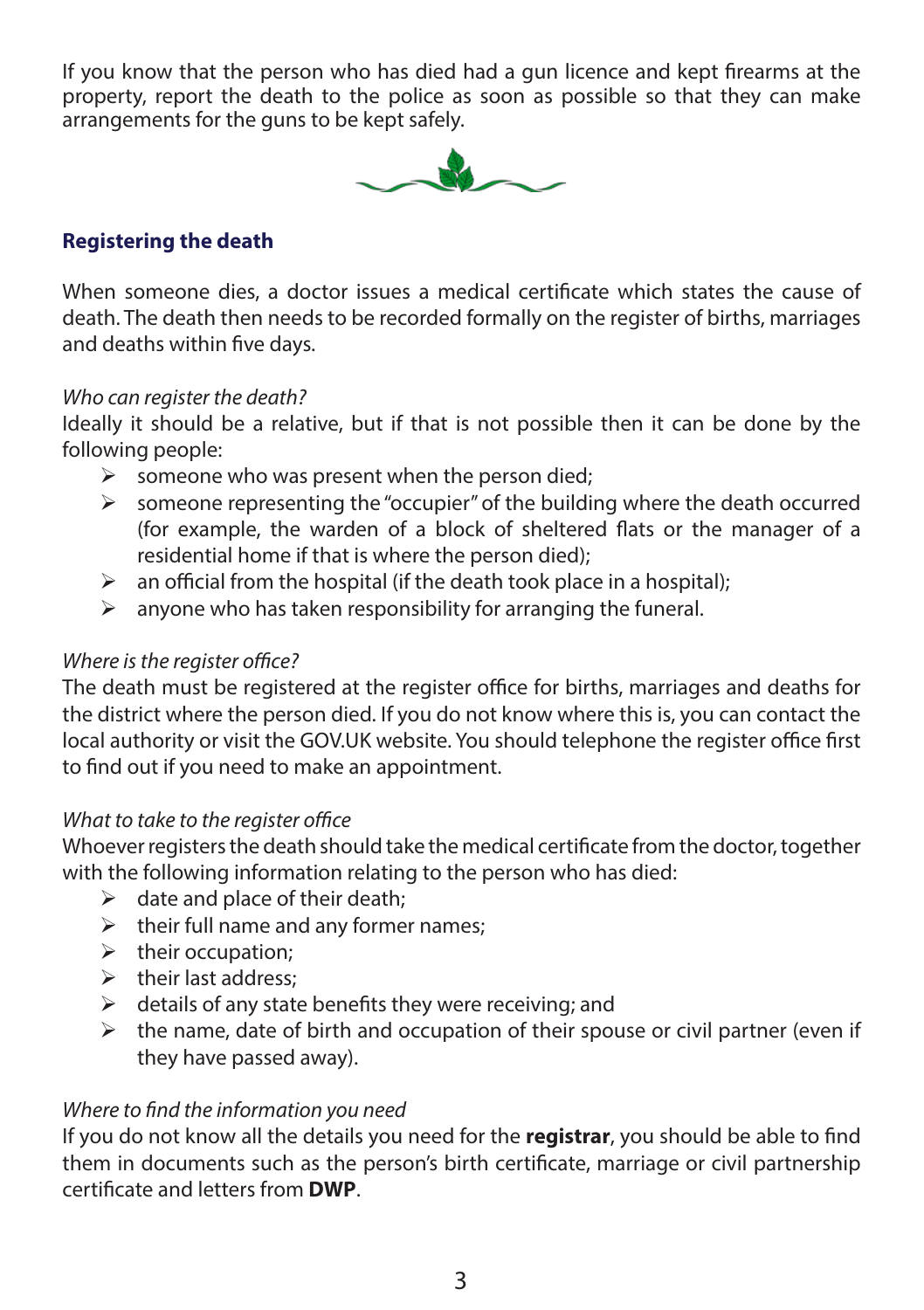If you know that the person who has died had a gun licence and kept firearms at the property, report the death to the police as soon as possible so that they can make arrangements for the guns to be kept safely.

## Registering the death

When someone dies, a doctor issues a medical certificate which states the cause of death. The death then needs to be recorded formally on the register of births, marriages and deaths within five days.

*Who can register the death?*
Ideally it should be a relative, but if that is not possible then it can be done by the following people:

- someone who was present when the person died;
- someone representing the "occupier" of the building where the death occurred (for example, the warden of a block of sheltered flats or the manager of a residential home if that is where the person died);
- an official from the hospital (if the death took place in a hospital);
- anyone who has taken responsibility for arranging the funeral.

*Where is the register office?*
The death must be registered at the register office for births, marriages and deaths for the district where the person died. If you do not know where this is, you can contact the local authority or visit the GOV.UK website. You should telephone the register office first to find out if you need to make an appointment.

*What to take to the register office*
Whoever registers the death should take the medical certificate from the doctor, together with the following information relating to the person who has died:

- date and place of their death;
- their full name and any former names;
- their occupation;
- their last address;
- details of any state benefits they were receiving; and
- the name, date of birth and occupation of their spouse or civil partner (even if they have passed away).

*Where to find the information you need*
If you do not know all the details you need for the **registrar**, you should be able to find them in documents such as the person's birth certificate, marriage or civil partnership certificate and letters from **DWP**.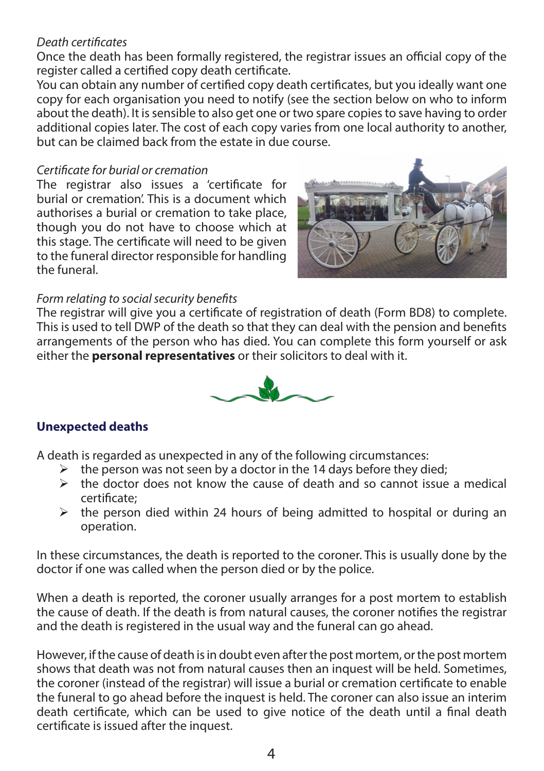*Death certificates*

Once the death has been formally registered, the registrar issues an official copy of the register called a certified copy death certificate.

You can obtain any number of certified copy death certificates, but you ideally want one copy for each organisation you need to notify (see the section below on who to inform about the death). It is sensible to also get one or two spare copies to save having to order additional copies later. The cost of each copy varies from one local authority to another, but can be claimed back from the estate in due course.

*Certificate for burial or cremation*

The registrar also issues a 'certificate for burial or cremation'. This is a document which authorises a burial or cremation to take place, though you do not have to choose which at this stage. The certificate will need to be given to the funeral director responsible for handling the funeral.

*Form relating to social security benefits*

The registrar will give you a certificate of registration of death (Form BD8) to complete. This is used to tell DWP of the death so that they can deal with the pension and benefits arrangements of the person who has died. You can complete this form yourself or ask either the **personal representatives** or their solicitors to deal with it.

## Unexpected deaths

A death is regarded as unexpected in any of the following circumstances:

- the person was not seen by a doctor in the 14 days before they died;
- the doctor does not know the cause of death and so cannot issue a medical certificate;
- the person died within 24 hours of being admitted to hospital or during an operation.

In these circumstances, the death is reported to the coroner. This is usually done by the doctor if one was called when the person died or by the police.

When a death is reported, the coroner usually arranges for a post mortem to establish the cause of death. If the death is from natural causes, the coroner notifies the registrar and the death is registered in the usual way and the funeral can go ahead.

However, if the cause of death is in doubt even after the post mortem, or the post mortem shows that death was not from natural causes then an inquest will be held. Sometimes, the coroner (instead of the registrar) will issue a burial or cremation certificate to enable the funeral to go ahead before the inquest is held. The coroner can also issue an interim death certificate, which can be used to give notice of the death until a final death certificate is issued after the inquest.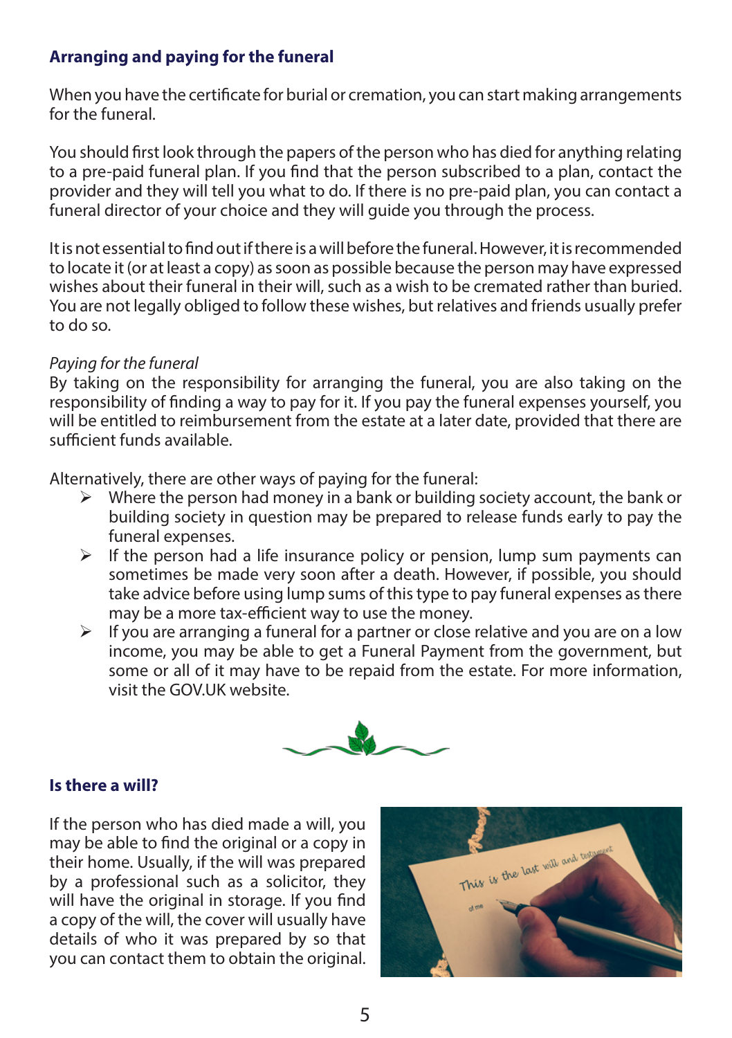## Arranging and paying for the funeral

When you have the certificate for burial or cremation, you can start making arrangements for the funeral.

You should first look through the papers of the person who has died for anything relating to a pre-paid funeral plan. If you find that the person subscribed to a plan, contact the provider and they will tell you what to do. If there is no pre-paid plan, you can contact a funeral director of your choice and they will guide you through the process.

It is not essential to find out if there is a will before the funeral. However, it is recommended to locate it (or at least a copy) as soon as possible because the person may have expressed wishes about their funeral in their will, such as a wish to be cremated rather than buried. You are not legally obliged to follow these wishes, but relatives and friends usually prefer to do so.

*Paying for the funeral*

By taking on the responsibility for arranging the funeral, you are also taking on the responsibility of finding a way to pay for it. If you pay the funeral expenses yourself, you will be entitled to reimbursement from the estate at a later date, provided that there are sufficient funds available.

Alternatively, there are other ways of paying for the funeral:

- Where the person had money in a bank or building society account, the bank or building society in question may be prepared to release funds early to pay the funeral expenses.
- If the person had a life insurance policy or pension, lump sum payments can sometimes be made very soon after a death. However, if possible, you should take advice before using lump sums of this type to pay funeral expenses as there may be a more tax-efficient way to use the money.
- If you are arranging a funeral for a partner or close relative and you are on a low income, you may be able to get a Funeral Payment from the government, but some or all of it may have to be repaid from the estate. For more information, visit the GOV.UK website.

## Is there a will?

If the person who has died made a will, you may be able to find the original or a copy in their home. Usually, if the will was prepared by a professional such as a solicitor, they will have the original in storage. If you find a copy of the will, the cover will usually have details of who it was prepared by so that you can contact them to obtain the original.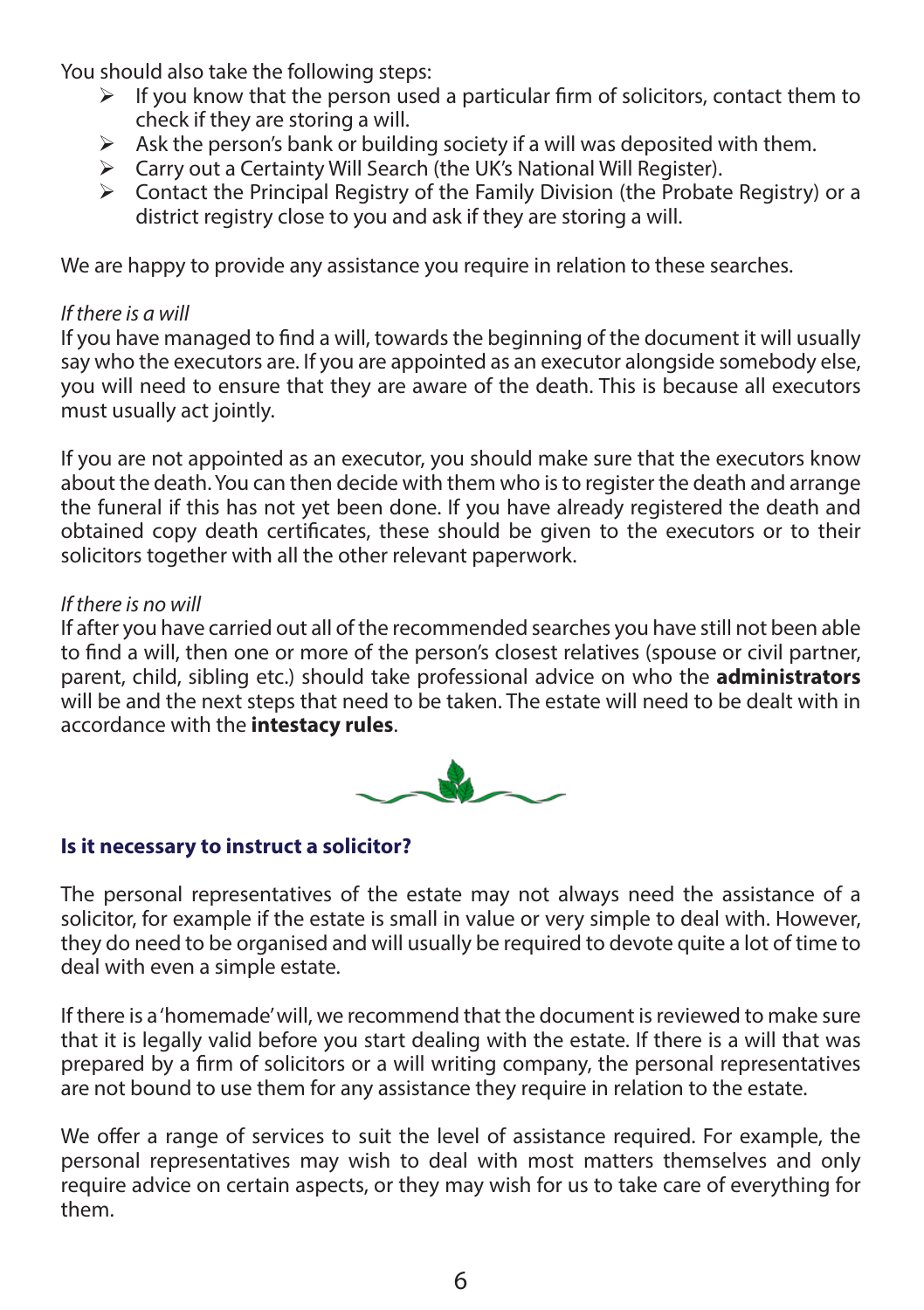You should also take the following steps:

- If you know that the person used a particular firm of solicitors, contact them to check if they are storing a will.
- Ask the person's bank or building society if a will was deposited with them.
- Carry out a Certainty Will Search (the UK's National Will Register).
- Contact the Principal Registry of the Family Division (the Probate Registry) or a district registry close to you and ask if they are storing a will.

We are happy to provide any assistance you require in relation to these searches.

*If there is a will*

If you have managed to find a will, towards the beginning of the document it will usually say who the executors are. If you are appointed as an executor alongside somebody else, you will need to ensure that they are aware of the death. This is because all executors must usually act jointly.

If you are not appointed as an executor, you should make sure that the executors know about the death. You can then decide with them who is to register the death and arrange the funeral if this has not yet been done. If you have already registered the death and obtained copy death certificates, these should be given to the executors or to their solicitors together with all the other relevant paperwork.

*If there is no will*

If after you have carried out all of the recommended searches you have still not been able to find a will, then one or more of the person's closest relatives (spouse or civil partner, parent, child, sibling etc.) should take professional advice on who the **administrators** will be and the next steps that need to be taken. The estate will need to be dealt with in accordance with the **intestacy rules**.

## Is it necessary to instruct a solicitor?

The personal representatives of the estate may not always need the assistance of a solicitor, for example if the estate is small in value or very simple to deal with. However, they do need to be organised and will usually be required to devote quite a lot of time to deal with even a simple estate.

If there is a 'homemade' will, we recommend that the document is reviewed to make sure that it is legally valid before you start dealing with the estate. If there is a will that was prepared by a firm of solicitors or a will writing company, the personal representatives are not bound to use them for any assistance they require in relation to the estate.

We offer a range of services to suit the level of assistance required. For example, the personal representatives may wish to deal with most matters themselves and only require advice on certain aspects, or they may wish for us to take care of everything for them.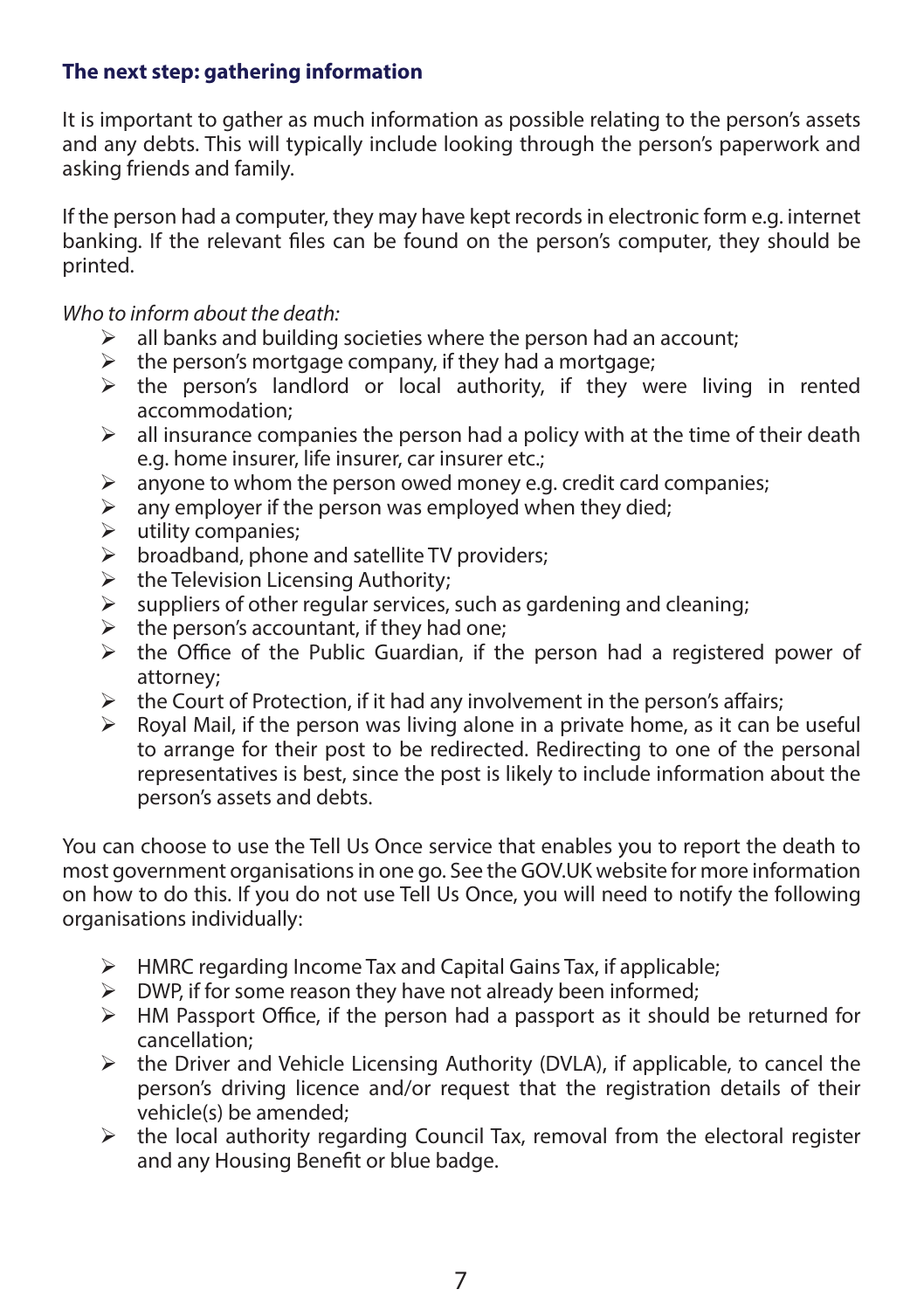### The next step: gathering information

It is important to gather as much information as possible relating to the person's assets and any debts. This will typically include looking through the person's paperwork and asking friends and family.

If the person had a computer, they may have kept records in electronic form e.g. internet banking. If the relevant files can be found on the person's computer, they should be printed.

*Who to inform about the death:*

- all banks and building societies where the person had an account;
- the person's mortgage company, if they had a mortgage;
- the person's landlord or local authority, if they were living in rented accommodation;
- all insurance companies the person had a policy with at the time of their death e.g. home insurer, life insurer, car insurer etc.;
- anyone to whom the person owed money e.g. credit card companies;
- any employer if the person was employed when they died;
- utility companies;
- broadband, phone and satellite TV providers;
- the Television Licensing Authority;
- suppliers of other regular services, such as gardening and cleaning;
- the person's accountant, if they had one;
- the Office of the Public Guardian, if the person had a registered power of attorney;
- the Court of Protection, if it had any involvement in the person's affairs;
- Royal Mail, if the person was living alone in a private home, as it can be useful to arrange for their post to be redirected. Redirecting to one of the personal representatives is best, since the post is likely to include information about the person's assets and debts.

You can choose to use the Tell Us Once service that enables you to report the death to most government organisations in one go. See the GOV.UK website for more information on how to do this. If you do not use Tell Us Once, you will need to notify the following organisations individually:

- HMRC regarding Income Tax and Capital Gains Tax, if applicable;
- DWP, if for some reason they have not already been informed;
- HM Passport Office, if the person had a passport as it should be returned for cancellation;
- the Driver and Vehicle Licensing Authority (DVLA), if applicable, to cancel the person's driving licence and/or request that the registration details of their vehicle(s) be amended;
- the local authority regarding Council Tax, removal from the electoral register and any Housing Benefit or blue badge.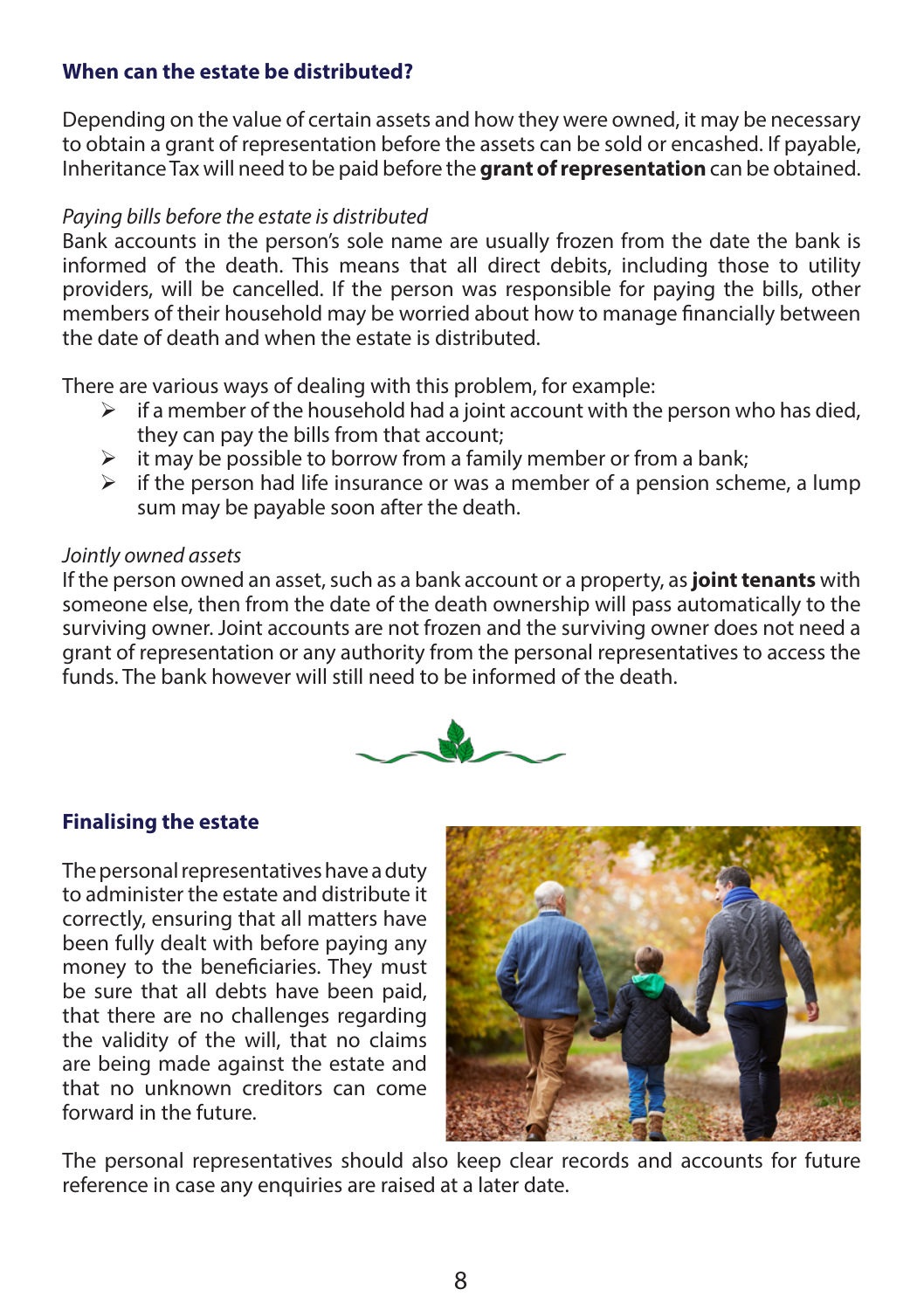## When can the estate be distributed?

Depending on the value of certain assets and how they were owned, it may be necessary to obtain a grant of representation before the assets can be sold or encashed. If payable, Inheritance Tax will need to be paid before the **grant of representation** can be obtained.

*Paying bills before the estate is distributed*

Bank accounts in the person's sole name are usually frozen from the date the bank is informed of the death. This means that all direct debits, including those to utility providers, will be cancelled. If the person was responsible for paying the bills, other members of their household may be worried about how to manage financially between the date of death and when the estate is distributed.

There are various ways of dealing with this problem, for example:

- if a member of the household had a joint account with the person who has died, they can pay the bills from that account;
- it may be possible to borrow from a family member or from a bank;
- if the person had life insurance or was a member of a pension scheme, a lump sum may be payable soon after the death.

*Jointly owned assets*

If the person owned an asset, such as a bank account or a property, as **joint tenants** with someone else, then from the date of the death ownership will pass automatically to the surviving owner. Joint accounts are not frozen and the surviving owner does not need a grant of representation or any authority from the personal representatives to access the funds. The bank however will still need to be informed of the death.

## Finalising the estate

The personal representatives have a duty to administer the estate and distribute it correctly, ensuring that all matters have been fully dealt with before paying any money to the beneficiaries. They must be sure that all debts have been paid, that there are no challenges regarding the validity of the will, that no claims are being made against the estate and that no unknown creditors can come forward in the future.

The personal representatives should also keep clear records and accounts for future reference in case any enquiries are raised at a later date.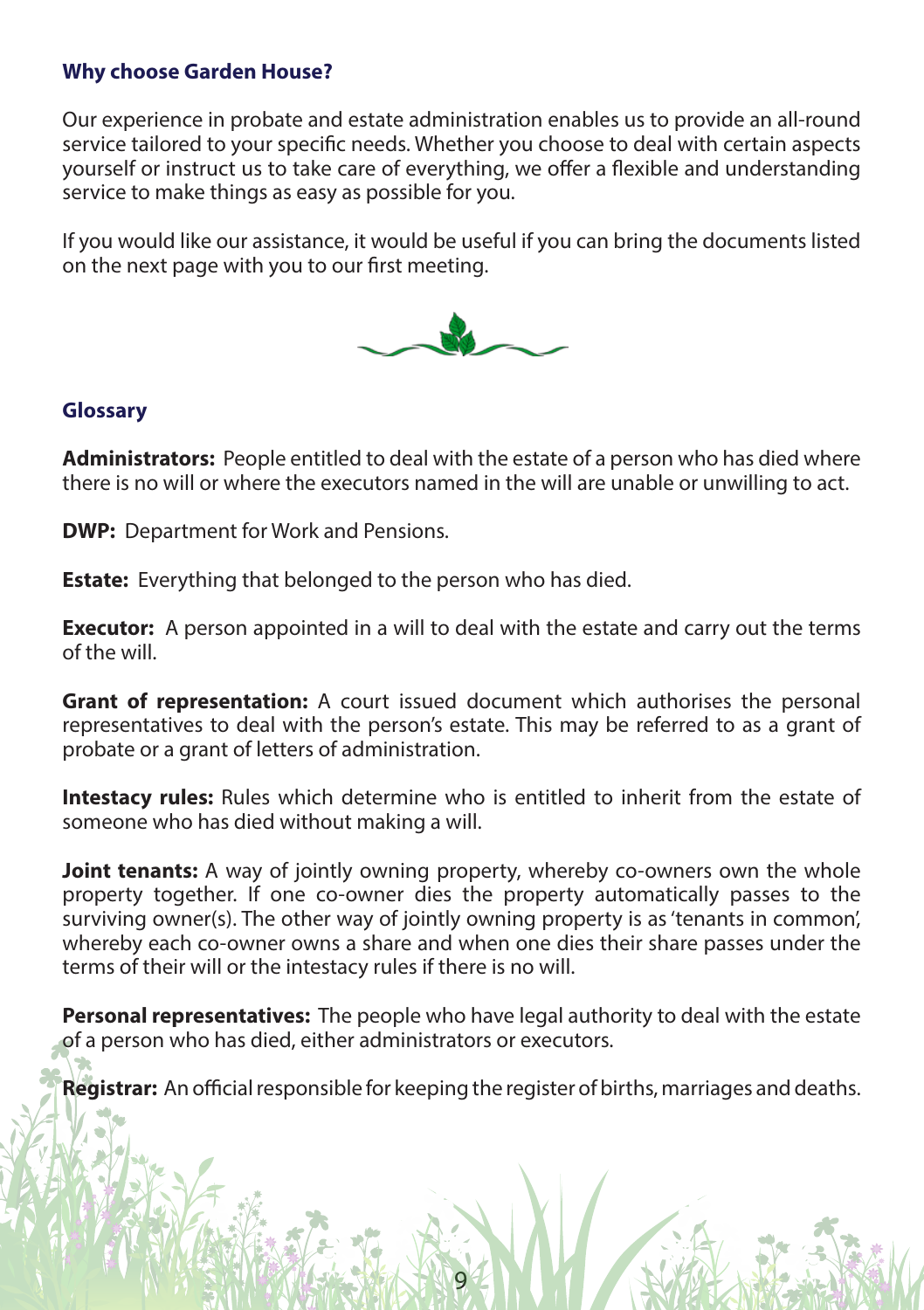## Why choose Garden House?

Our experience in probate and estate administration enables us to provide an all-round service tailored to your specific needs. Whether you choose to deal with certain aspects yourself or instruct us to take care of everything, we offer a flexible and understanding service to make things as easy as possible for you.

If you would like our assistance, it would be useful if you can bring the documents listed on the next page with you to our first meeting.

## Glossary

**Administrators:** People entitled to deal with the estate of a person who has died where there is no will or where the executors named in the will are unable or unwilling to act.

**DWP:** Department for Work and Pensions.

**Estate:** Everything that belonged to the person who has died.

**Executor:** A person appointed in a will to deal with the estate and carry out the terms of the will.

**Grant of representation:** A court issued document which authorises the personal representatives to deal with the person's estate. This may be referred to as a grant of probate or a grant of letters of administration.

**Intestacy rules:** Rules which determine who is entitled to inherit from the estate of someone who has died without making a will.

**Joint tenants:** A way of jointly owning property, whereby co-owners own the whole property together. If one co-owner dies the property automatically passes to the surviving owner(s). The other way of jointly owning property is as 'tenants in common', whereby each co-owner owns a share and when one dies their share passes under the terms of their will or the intestacy rules if there is no will.

**Personal representatives:** The people who have legal authority to deal with the estate of a person who has died, either administrators or executors.

**Registrar:** An official responsible for keeping the register of births, marriages and deaths.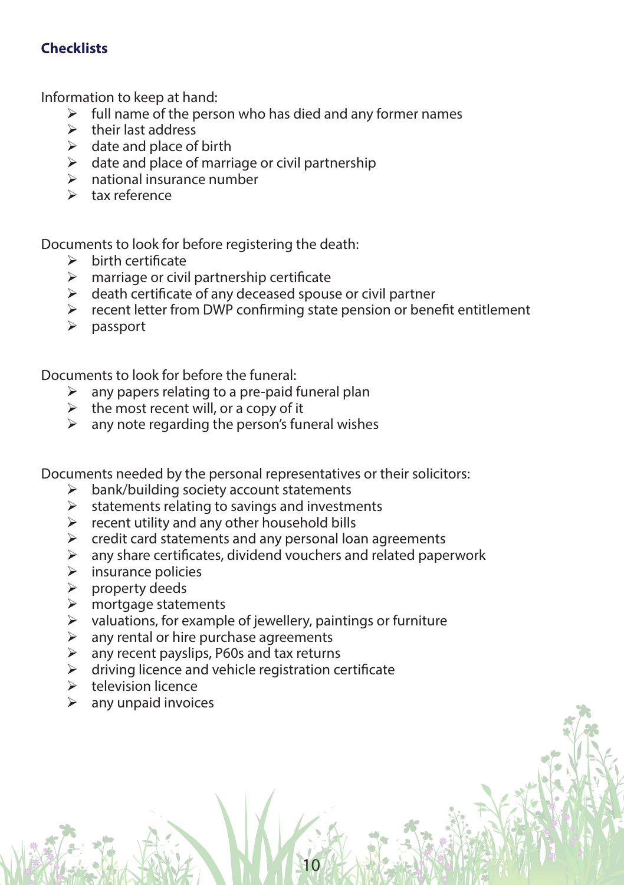## Checklists

Information to keep at hand:

- full name of the person who has died and any former names
- their last address
- date and place of birth
- date and place of marriage or civil partnership
- national insurance number
- tax reference

Documents to look for before registering the death:

- birth certificate
- marriage or civil partnership certificate
- death certificate of any deceased spouse or civil partner
- recent letter from DWP confirming state pension or benefit entitlement
- passport

Documents to look for before the funeral:

- any papers relating to a pre-paid funeral plan
- the most recent will, or a copy of it
- any note regarding the person's funeral wishes

Documents needed by the personal representatives or their solicitors:

- bank/building society account statements
- statements relating to savings and investments
- recent utility and any other household bills
- credit card statements and any personal loan agreements
- any share certificates, dividend vouchers and related paperwork
- insurance policies
- property deeds
- mortgage statements
- valuations, for example of jewellery, paintings or furniture
- any rental or hire purchase agreements
- any recent payslips, P60s and tax returns
- driving licence and vehicle registration certificate
- television licence
- any unpaid invoices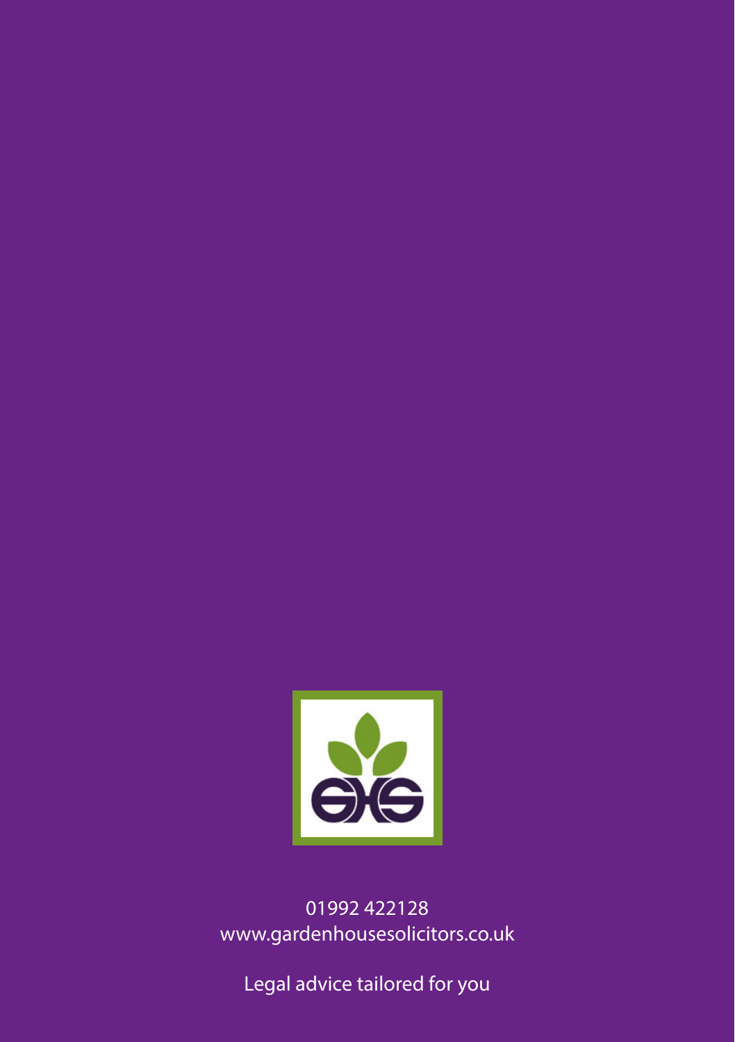01992 422128
www.gardenhousesolicitors.co.uk

Legal advice tailored for you